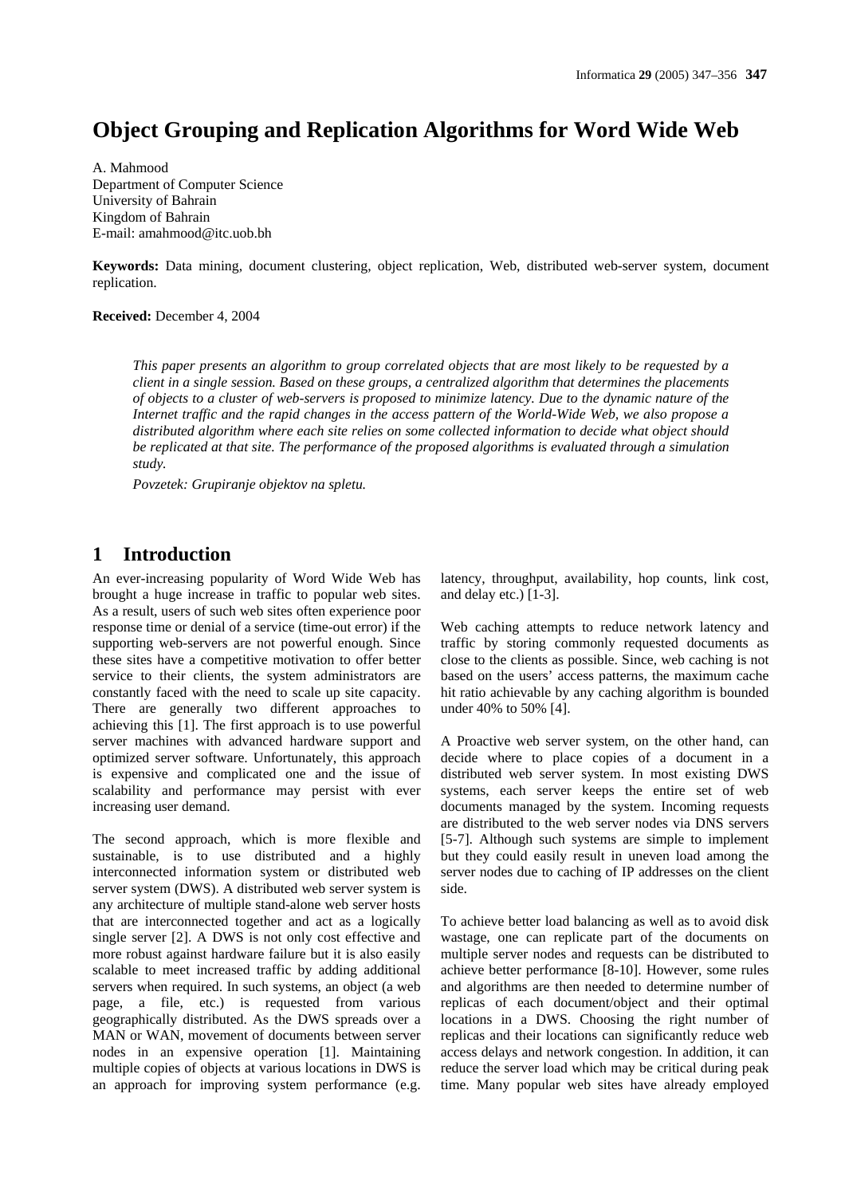# Object Grouping and Replication Algorithms for Word Wide Web

A. Mahmood
Department of Computer Science
University of Bahrain
Kingdom of Bahrain
E-mail: amahmood@itc.uob.bh

**Keywords:** Data mining, document clustering, object replication, Web, distributed web-server system, document replication.

**Received:** December 4, 2004

*This paper presents an algorithm to group correlated objects that are most likely to be requested by a client in a single session. Based on these groups, a centralized algorithm that determines the placements of objects to a cluster of web-servers is proposed to minimize latency. Due to the dynamic nature of the Internet traffic and the rapid changes in the access pattern of the World-Wide Web, we also propose a distributed algorithm where each site relies on some collected information to decide what object should be replicated at that site. The performance of the proposed algorithms is evaluated through a simulation study.*

*Povzetek: Grupiranje objektov na spletu.*

## 1 Introduction

An ever-increasing popularity of Word Wide Web has brought a huge increase in traffic to popular web sites. As a result, users of such web sites often experience poor response time or denial of a service (time-out error) if the supporting web-servers are not powerful enough. Since these sites have a competitive motivation to offer better service to their clients, the system administrators are constantly faced with the need to scale up site capacity. There are generally two different approaches to achieving this [1]. The first approach is to use powerful server machines with advanced hardware support and optimized server software. Unfortunately, this approach is expensive and complicated one and the issue of scalability and performance may persist with ever increasing user demand.

The second approach, which is more flexible and sustainable, is to use distributed and a highly interconnected information system or distributed web server system (DWS). A distributed web server system is any architecture of multiple stand-alone web server hosts that are interconnected together and act as a logically single server [2]. A DWS is not only cost effective and more robust against hardware failure but it is also easily scalable to meet increased traffic by adding additional servers when required. In such systems, an object (a web page, a file, etc.) is requested from various geographically distributed. As the DWS spreads over a MAN or WAN, movement of documents between server nodes in an expensive operation [1]. Maintaining multiple copies of objects at various locations in DWS is an approach for improving system performance (e.g. latency, throughput, availability, hop counts, link cost, and delay etc.) [1-3].

Web caching attempts to reduce network latency and traffic by storing commonly requested documents as close to the clients as possible. Since, web caching is not based on the users' access patterns, the maximum cache hit ratio achievable by any caching algorithm is bounded under 40% to 50% [4].

A Proactive web server system, on the other hand, can decide where to place copies of a document in a distributed web server system. In most existing DWS systems, each server keeps the entire set of web documents managed by the system. Incoming requests are distributed to the web server nodes via DNS servers [5-7]. Although such systems are simple to implement but they could easily result in uneven load among the server nodes due to caching of IP addresses on the client side.

To achieve better load balancing as well as to avoid disk wastage, one can replicate part of the documents on multiple server nodes and requests can be distributed to achieve better performance [8-10]. However, some rules and algorithms are then needed to determine number of replicas of each document/object and their optimal locations in a DWS. Choosing the right number of replicas and their locations can significantly reduce web access delays and network congestion. In addition, it can reduce the server load which may be critical during peak time. Many popular web sites have already employed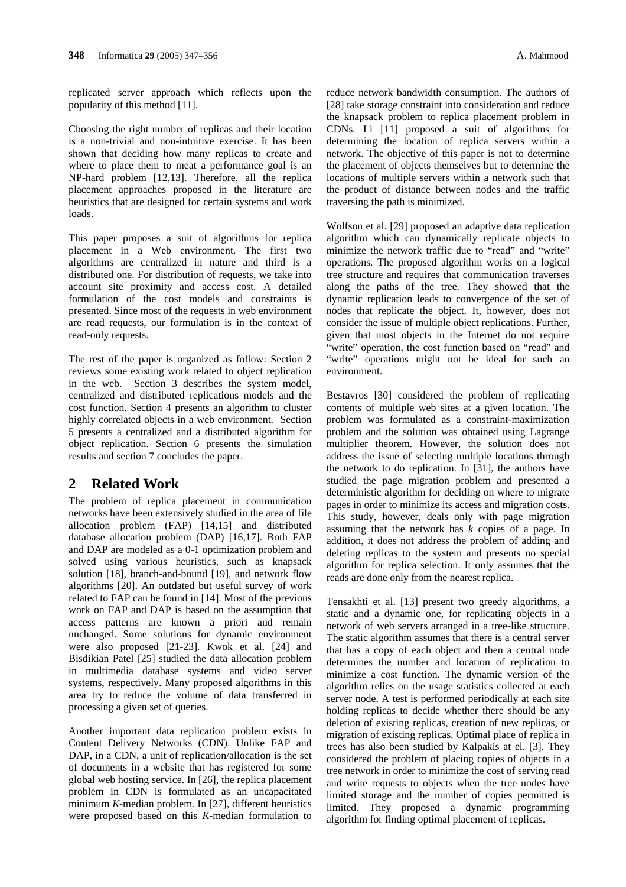replicated server approach which reflects upon the popularity of this method [11].

Choosing the right number of replicas and their location is a non-trivial and non-intuitive exercise. It has been shown that deciding how many replicas to create and where to place them to meat a performance goal is an NP-hard problem [12,13]. Therefore, all the replica placement approaches proposed in the literature are heuristics that are designed for certain systems and work loads.

This paper proposes a suit of algorithms for replica placement in a Web environment. The first two algorithms are centralized in nature and third is a distributed one. For distribution of requests, we take into account site proximity and access cost. A detailed formulation of the cost models and constraints is presented. Since most of the requests in web environment are read requests, our formulation is in the context of read-only requests.

The rest of the paper is organized as follow: Section 2 reviews some existing work related to object replication in the web. Section 3 describes the system model, centralized and distributed replications models and the cost function. Section 4 presents an algorithm to cluster highly correlated objects in a web environment. Section 5 presents a centralized and a distributed algorithm for object replication. Section 6 presents the simulation results and section 7 concludes the paper.

## 2 Related Work

The problem of replica placement in communication networks have been extensively studied in the area of file allocation problem (FAP) [14,15] and distributed database allocation problem (DAP) [16,17]. Both FAP and DAP are modeled as a 0-1 optimization problem and solved using various heuristics, such as knapsack solution [18], branch-and-bound [19], and network flow algorithms [20]. An outdated but useful survey of work related to FAP can be found in [14]. Most of the previous work on FAP and DAP is based on the assumption that access patterns are known a priori and remain unchanged. Some solutions for dynamic environment were also proposed [21-23]. Kwok et al. [24] and Bisdikian Patel [25] studied the data allocation problem in multimedia database systems and video server systems, respectively. Many proposed algorithms in this area try to reduce the volume of data transferred in processing a given set of queries.

Another important data replication problem exists in Content Delivery Networks (CDN). Unlike FAP and DAP, in a CDN, a unit of replication/allocation is the set of documents in a website that has registered for some global web hosting service. In [26], the replica placement problem in CDN is formulated as an uncapacitated minimum *K*-median problem. In [27], different heuristics were proposed based on this *K*-median formulation to reduce network bandwidth consumption. The authors of [28] take storage constraint into consideration and reduce the knapsack problem to replica placement problem in CDNs. Li [11] proposed a suit of algorithms for determining the location of replica servers within a network. The objective of this paper is not to determine the placement of objects themselves but to determine the locations of multiple servers within a network such that the product of distance between nodes and the traffic traversing the path is minimized.

Wolfson et al. [29] proposed an adaptive data replication algorithm which can dynamically replicate objects to minimize the network traffic due to "read" and "write" operations. The proposed algorithm works on a logical tree structure and requires that communication traverses along the paths of the tree. They showed that the dynamic replication leads to convergence of the set of nodes that replicate the object. It, however, does not consider the issue of multiple object replications. Further, given that most objects in the Internet do not require "write" operation, the cost function based on "read" and "write" operations might not be ideal for such an environment.

Bestavros [30] considered the problem of replicating contents of multiple web sites at a given location. The problem was formulated as a constraint-maximization problem and the solution was obtained using Lagrange multiplier theorem. However, the solution does not address the issue of selecting multiple locations through the network to do replication. In [31], the authors have studied the page migration problem and presented a deterministic algorithm for deciding on where to migrate pages in order to minimize its access and migration costs. This study, however, deals only with page migration assuming that the network has *k* copies of a page. In addition, it does not address the problem of adding and deleting replicas to the system and presents no special algorithm for replica selection. It only assumes that the reads are done only from the nearest replica.

Tensakhti et al. [13] present two greedy algorithms, a static and a dynamic one, for replicating objects in a network of web servers arranged in a tree-like structure. The static algorithm assumes that there is a central server that has a copy of each object and then a central node determines the number and location of replication to minimize a cost function. The dynamic version of the algorithm relies on the usage statistics collected at each server node. A test is performed periodically at each site holding replicas to decide whether there should be any deletion of existing replicas, creation of new replicas, or migration of existing replicas. Optimal place of replica in trees has also been studied by Kalpakis at el. [3]. They considered the problem of placing copies of objects in a tree network in order to minimize the cost of serving read and write requests to objects when the tree nodes have limited storage and the number of copies permitted is limited. They proposed a dynamic programming algorithm for finding optimal placement of replicas.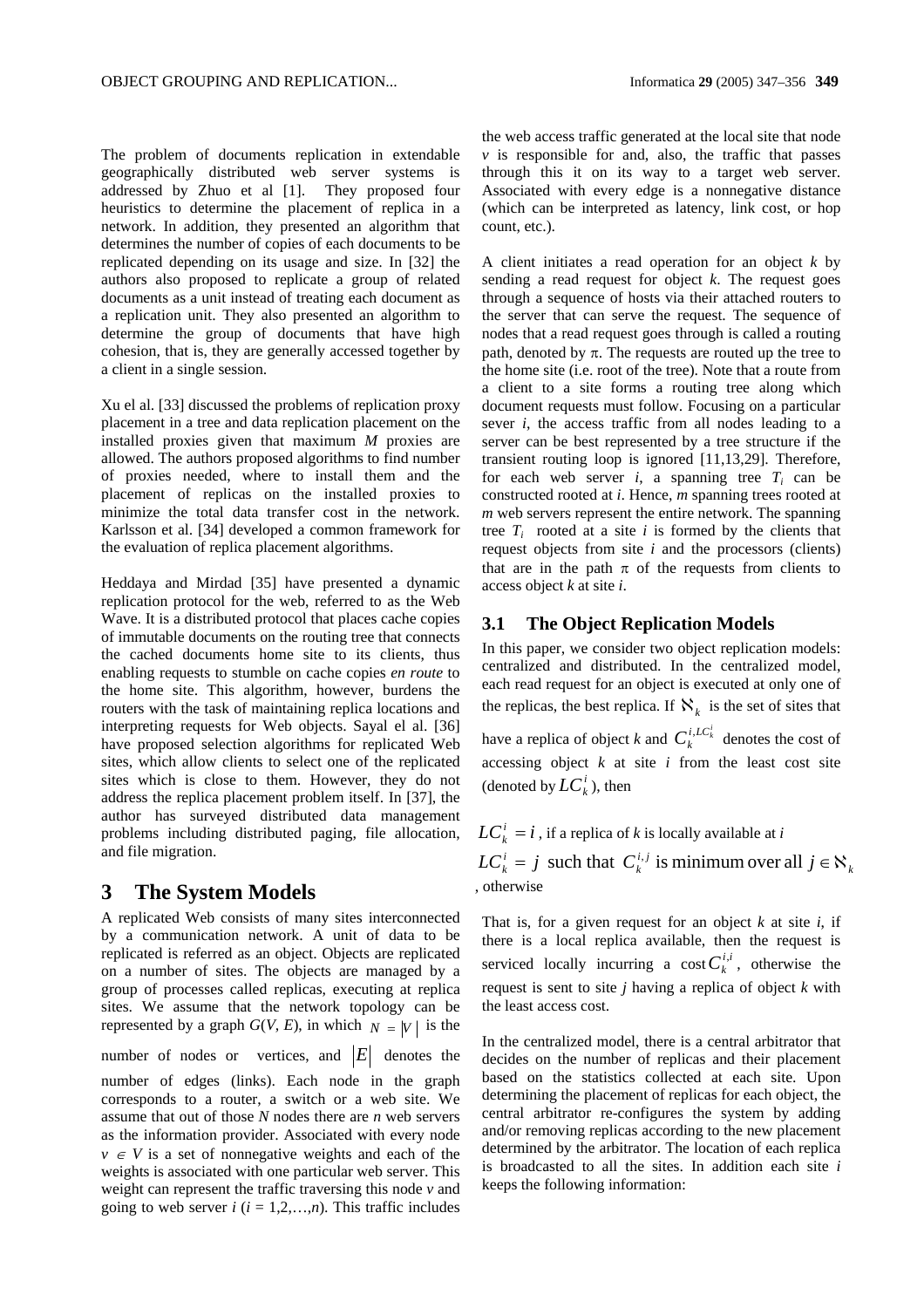The problem of documents replication in extendable geographically distributed web server systems is addressed by Zhuo et al [1]. They proposed four heuristics to determine the placement of replica in a network. In addition, they presented an algorithm that determines the number of copies of each documents to be replicated depending on its usage and size. In [32] the authors also proposed to replicate a group of related documents as a unit instead of treating each document as a replication unit. They also presented an algorithm to determine the group of documents that have high cohesion, that is, they are generally accessed together by a client in a single session.

Xu el al. [33] discussed the problems of replication proxy placement in a tree and data replication placement on the installed proxies given that maximum *M* proxies are allowed. The authors proposed algorithms to find number of proxies needed, where to install them and the placement of replicas on the installed proxies to minimize the total data transfer cost in the network. Karlsson et al. [34] developed a common framework for the evaluation of replica placement algorithms.

Heddaya and Mirdad [35] have presented a dynamic replication protocol for the web, referred to as the Web Wave. It is a distributed protocol that places cache copies of immutable documents on the routing tree that connects the cached documents home site to its clients, thus enabling requests to stumble on cache copies *en route* to the home site. This algorithm, however, burdens the routers with the task of maintaining replica locations and interpreting requests for Web objects. Sayal el al. [36] have proposed selection algorithms for replicated Web sites, which allow clients to select one of the replicated sites which is close to them. However, they do not address the replica placement problem itself. In [37], the author has surveyed distributed data management problems including distributed paging, file allocation, and file migration.

# 3 The System Models

A replicated Web consists of many sites interconnected by a communication network. A unit of data to be replicated is referred as an object. Objects are replicated on a number of sites. The objects are managed by a group of processes called replicas, executing at replica sites. We assume that the network topology can be represented by a graph $G(V, E)$, in which $N = |V|$ is the number of nodes or vertices, and $|E|$ denotes the number of edges (links). Each node in the graph corresponds to a router, a switch or a web site. We assume that out of those *N* nodes there are *n* web servers as the information provider. Associated with every node $v \in V$ is a set of nonnegative weights and each of the weights is associated with one particular web server. This weight can represent the traffic traversing this node *v* and going to web server $i$ ($i = 1,2,\ldots,n$). This traffic includes the web access traffic generated at the local site that node *v* is responsible for and, also, the traffic that passes through this it on its way to a target web server. Associated with every edge is a nonnegative distance (which can be interpreted as latency, link cost, or hop count, etc.).

A client initiates a read operation for an object *k* by sending a read request for object *k*. The request goes through a sequence of hosts via their attached routers to the server that can serve the request. The sequence of nodes that a read request goes through is called a routing path, denoted by $\pi$. The requests are routed up the tree to the home site (i.e. root of the tree). Note that a route from a client to a site forms a routing tree along which document requests must follow. Focusing on a particular sever *i*, the access traffic from all nodes leading to a server can be best represented by a tree structure if the transient routing loop is ignored [11,13,29]. Therefore, for each web server *i*, a spanning tree $T_i$ can be constructed rooted at *i*. Hence, *m* spanning trees rooted at *m* web servers represent the entire network. The spanning tree $T_i$ rooted at a site *i* is formed by the clients that request objects from site *i* and the processors (clients) that are in the path $\pi$ of the requests from clients to access object *k* at site *i*.

## 3.1 The Object Replication Models

In this paper, we consider two object replication models: centralized and distributed. In the centralized model, each read request for an object is executed at only one of the replicas, the best replica. If $\aleph_k$ is the set of sites that have a replica of object *k* and $C_k^{i,LC_k^i}$ denotes the cost of accessing object *k* at site *i* from the least cost site (denoted by $LC_k^i$), then

$LC_k^i = i$, if a replica of *k* is locally available at *i*

$LC_k^i = j$ such that $C_k^{i,j}$ is minimum over all $j \in \aleph_k$, otherwise

That is, for a given request for an object *k* at site *i*, if there is a local replica available, then the request is serviced locally incurring a cost $C_k^{i,i}$, otherwise the request is sent to site *j* having a replica of object *k* with the least access cost.

In the centralized model, there is a central arbitrator that decides on the number of replicas and their placement based on the statistics collected at each site. Upon determining the placement of replicas for each object, the central arbitrator re-configures the system by adding and/or removing replicas according to the new placement determined by the arbitrator. The location of each replica is broadcasted to all the sites. In addition each site *i* keeps the following information: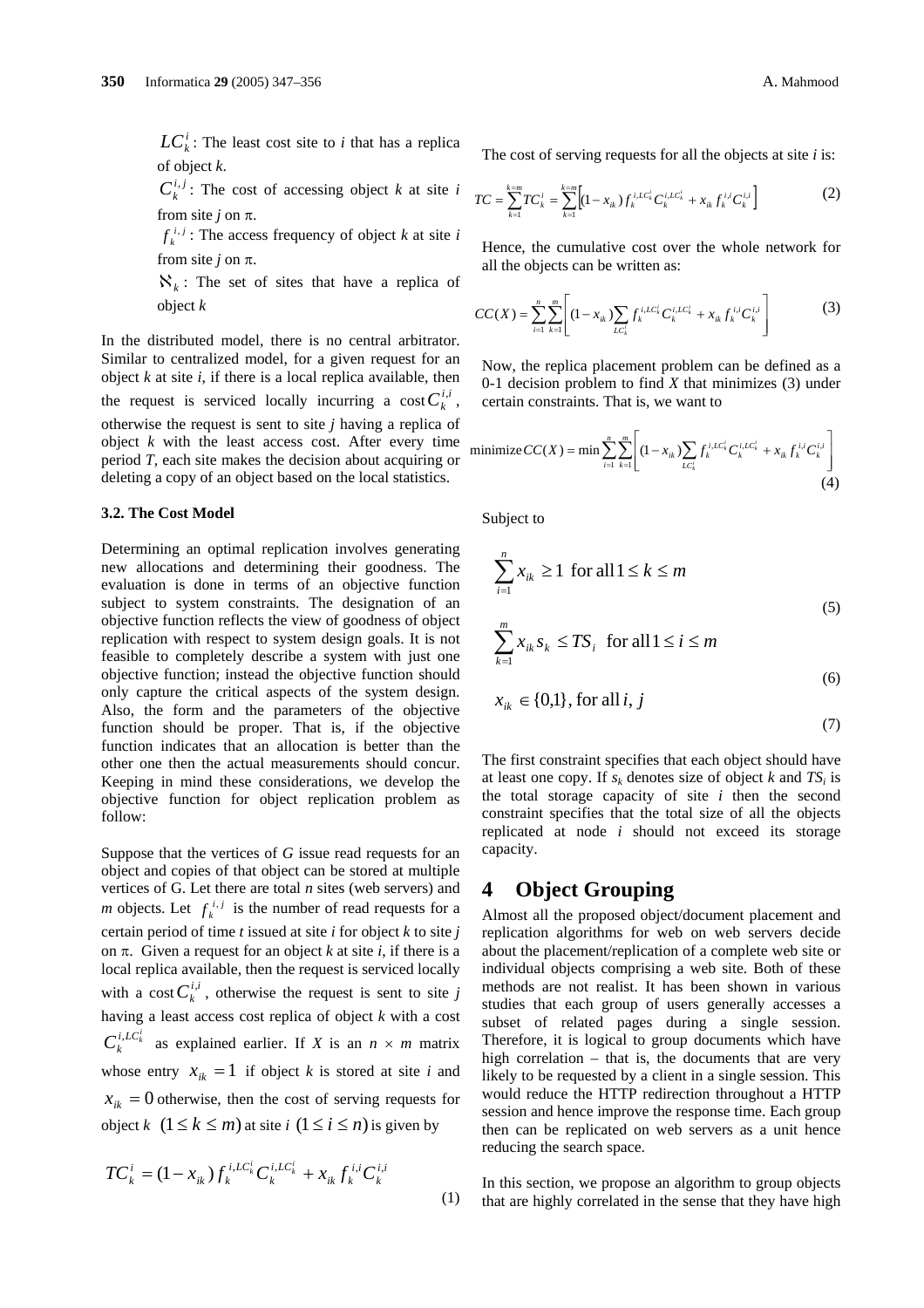$LC_k^i$: The least cost site to *i* that has a replica of object *k*.

$C_k^{i,j}$: The cost of accessing object *k* at site *i* from site *j* on π.

$f_k^{i,j}$: The access frequency of object *k* at site *i* from site *j* on π.

$\aleph_k$: The set of sites that have a replica of object *k*

In the distributed model, there is no central arbitrator. Similar to centralized model, for a given request for an object *k* at site *i*, if there is a local replica available, then the request is serviced locally incurring a cost $C_k^{i,i}$, otherwise the request is sent to site *j* having a replica of object *k* with the least access cost. After every time period *T*, each site makes the decision about acquiring or deleting a copy of an object based on the local statistics.

### 3.2. The Cost Model

Determining an optimal replication involves generating new allocations and determining their goodness. The evaluation is done in terms of an objective function subject to system constraints. The designation of an objective function reflects the view of goodness of object replication with respect to system design goals. It is not feasible to completely describe a system with just one objective function; instead the objective function should only capture the critical aspects of the system design. Also, the form and the parameters of the objective function should be proper. That is, if the objective function indicates that an allocation is better than the other one then the actual measurements should concur. Keeping in mind these considerations, we develop the objective function for object replication problem as follow:

Suppose that the vertices of *G* issue read requests for an object and copies of that object can be stored at multiple vertices of G. Let there are total *n* sites (web servers) and *m* objects. Let $f_k^{i,j}$ is the number of read requests for a certain period of time *t* issued at site *i* for object *k* to site *j* on π. Given a request for an object *k* at site *i*, if there is a local replica available, then the request is serviced locally with a cost $C_k^{i,i}$, otherwise the request is sent to site *j* having a least access cost replica of object *k* with a cost $C_k^{i,LC_k^i}$ as explained earlier. If *X* is an $n \times m$ matrix whose entry $x_{ik} = 1$ if object *k* is stored at site *i* and $x_{ik} = 0$ otherwise, then the cost of serving requests for object *k* $(1 \le k \le m)$ at site *i* $(1 \le i \le n)$ is given by

$$TC_k^i = (1 - x_{ik})\, f_k^{i,LC_k^i} C_k^{i,LC_k^i} + x_{ik}\, f_k^{i,i} C_k^{i,i} \tag{1}$$

The cost of serving requests for all the objects at site *i* is:

$$TC = \sum_{k=1}^{k=m} TC_k^i = \sum_{k=1}^{k=m} \left[ (1 - x_{ik})\, f_k^{i,LC_k^i} C_k^{i,LC_k^i} + x_{ik}\, f_k^{i,i} C_k^{i,i} \right] \tag{2}$$

Hence, the cumulative cost over the whole network for all the objects can be written as:

$$CC(X) = \sum_{i=1}^{n} \sum_{k=1}^{m} \left[ (1 - x_{ik}) \sum_{LC_k^i} f_k^{i,LC_k^i} C_k^{i,LC_k^i} + x_{ik}\, f_k^{i,i} C_k^{i,i} \right] \tag{3}$$

Now, the replica placement problem can be defined as a 0-1 decision problem to find *X* that minimizes (3) under certain constraints. That is, we want to

$$\text{minimize}\, CC(X) = \min \sum_{i=1}^{n} \sum_{k=1}^{m} \left[ (1 - x_{ik}) \sum_{LC_k^i} f_k^{i,LC_k^i} C_k^{i,LC_k^i} + x_{ik}\, f_k^{i,i} C_k^{i,i} \right] \tag{4}$$

Subject to

$$\sum_{i=1}^{n} x_{ik} \ge 1 \ \text{ for all } 1 \le k \le m \tag{5}$$

$$\sum_{k=1}^{m} x_{ik} s_k \le TS_i \ \text{ for all } 1 \le i \le m \tag{6}$$

$$x_{ik} \in \{0,1\}, \text{ for all } i, j \tag{7}$$

The first constraint specifies that each object should have at least one copy. If $s_k$ denotes size of object *k* and $TS_i$ is the total storage capacity of site *i* then the second constraint specifies that the total size of all the objects replicated at node *i* should not exceed its storage capacity.

## 4 Object Grouping

Almost all the proposed object/document placement and replication algorithms for web on web servers decide about the placement/replication of a complete web site or individual objects comprising a web site. Both of these methods are not realist. It has been shown in various studies that each group of users generally accesses a subset of related pages during a single session. Therefore, it is logical to group documents which have high correlation – that is, the documents that are very likely to be requested by a client in a single session. This would reduce the HTTP redirection throughout a HTTP session and hence improve the response time. Each group then can be replicated on web servers as a unit hence reducing the search space.

In this section, we propose an algorithm to group objects that are highly correlated in the sense that they have high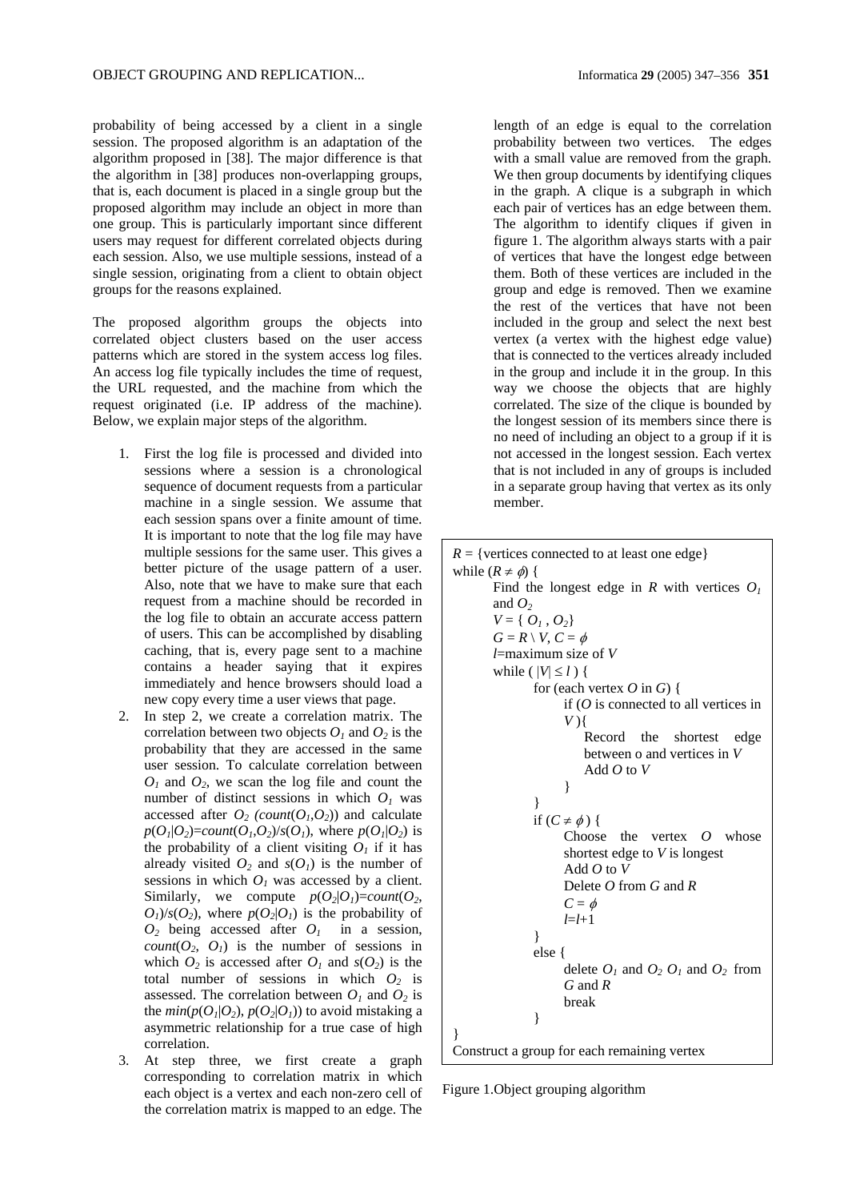probability of being accessed by a client in a single session. The proposed algorithm is an adaptation of the algorithm proposed in [38]. The major difference is that the algorithm in [38] produces non-overlapping groups, that is, each document is placed in a single group but the proposed algorithm may include an object in more than one group. This is particularly important since different users may request for different correlated objects during each session. Also, we use multiple sessions, instead of a single session, originating from a client to obtain object groups for the reasons explained.

The proposed algorithm groups the objects into correlated object clusters based on the user access patterns which are stored in the system access log files. An access log file typically includes the time of request, the URL requested, and the machine from which the request originated (i.e. IP address of the machine). Below, we explain major steps of the algorithm.

1. First the log file is processed and divided into sessions where a session is a chronological sequence of document requests from a particular machine in a single session. We assume that each session spans over a finite amount of time. It is important to note that the log file may have multiple sessions for the same user. This gives a better picture of the usage pattern of a user. Also, note that we have to make sure that each request from a machine should be recorded in the log file to obtain an accurate access pattern of users. This can be accomplished by disabling caching, that is, every page sent to a machine contains a header saying that it expires immediately and hence browsers should load a new copy every time a user views that page.
2. In step 2, we create a correlation matrix. The correlation between two objects $O_1$ and $O_2$ is the probability that they are accessed in the same user session. To calculate correlation between $O_1$ and $O_2$, we scan the log file and count the number of distinct sessions in which $O_1$ was accessed after $O_2$ ($count(O_1,O_2)$) and calculate $p(O_1|O_2)=count(O_1,O_2)/s(O_1)$, where $p(O_1|O_2)$ is the probability of a client visiting $O_1$ if it has already visited $O_2$ and $s(O_1)$ is the number of sessions in which $O_1$ was accessed by a client. Similarly, we compute $p(O_2|O_1)=count(O_2, O_1)/s(O_2)$, where $p(O_2|O_1)$ is the probability of $O_2$ being accessed after $O_1$ in a session, $count(O_2, O_1)$ is the number of sessions in which $O_2$ is accessed after $O_1$ and $s(O_2)$ is the total number of sessions in which $O_2$ is assessed. The correlation between $O_1$ and $O_2$ is the $min(p(O_1|O_2), p(O_2|O_1))$ to avoid mistaking a asymmetric relationship for a true case of high correlation.
3. At step three, we first create a graph corresponding to correlation matrix in which each object is a vertex and each non-zero cell of the correlation matrix is mapped to an edge. The length of an edge is equal to the correlation probability between two vertices. The edges with a small value are removed from the graph. We then group documents by identifying cliques in the graph. A clique is a subgraph in which each pair of vertices has an edge between them. The algorithm to identify cliques if given in figure 1. The algorithm always starts with a pair of vertices that have the longest edge between them. Both of these vertices are included in the group and edge is removed. Then we examine the rest of the vertices that have not been included in the group and select the next best vertex (a vertex with the highest edge value) that is connected to the vertices already included in the group and include it in the group. In this way we choose the objects that are highly correlated. The size of the clique is bounded by the longest session of its members since there is no need of including an object to a group if it is not accessed in the longest session. Each vertex that is not included in any of groups is included in a separate group having that vertex as its only member.

```
R = {vertices connected to at least one edge}
while (R ≠ ϕ) {
    Find the longest edge in R with vertices O1 and O2
    V = { O1 , O2}
    G = R \ V, C = ϕ
    l=maximum size of V
    while ( |V| ≤ l ) {
        for (each vertex O in G) {
            if (O is connected to all vertices in V){
                Record the shortest edge between o and vertices in V
                Add O to V
            }
        }
        if (C ≠ ϕ ) {
            Choose the vertex O whose shortest edge to V is longest
            Add O to V
            Delete O from G and R
            C = ϕ
            l=l+1
        }
        else {
            delete O1 and O2 O1 and O2 from G and R
            break
        }
}
Construct a group for each remaining vertex
```

Figure 1.Object grouping algorithm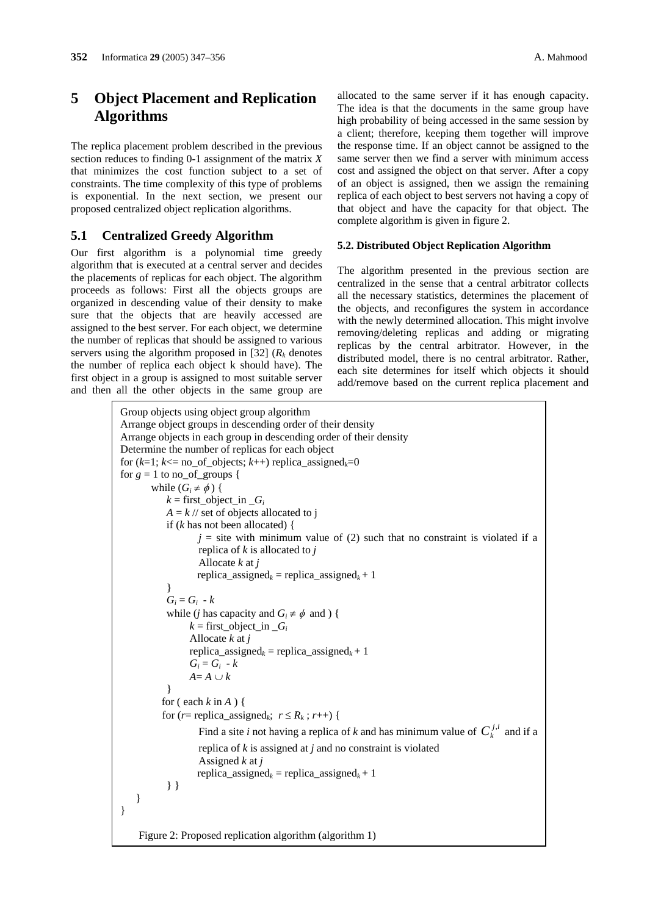# 5 Object Placement and Replication Algorithms

The replica placement problem described in the previous section reduces to finding 0-1 assignment of the matrix $X$ that minimizes the cost function subject to a set of constraints. The time complexity of this type of problems is exponential. In the next section, we present our proposed centralized object replication algorithms.

## 5.1 Centralized Greedy Algorithm

Our first algorithm is a polynomial time greedy algorithm that is executed at a central server and decides the placements of replicas for each object. The algorithm proceeds as follows: First all the objects groups are organized in descending value of their density to make sure that the objects that are heavily accessed are assigned to the best server. For each object, we determine the number of replicas that should be assigned to various servers using the algorithm proposed in [32] ($R_k$ denotes the number of replica each object k should have). The first object in a group is assigned to most suitable server and then all the other objects in the same group are allocated to the same server if it has enough capacity. The idea is that the documents in the same group have high probability of being accessed in the same session by a client; therefore, keeping them together will improve the response time. If an object cannot be assigned to the same server then we find a server with minimum access cost and assigned the object on that server. After a copy of an object is assigned, then we assign the remaining replica of each object to best servers not having a copy of that object and have the capacity for that object. The complete algorithm is given in figure 2.

### 5.2. Distributed Object Replication Algorithm

The algorithm presented in the previous section are centralized in the sense that a central arbitrator collects all the necessary statistics, determines the placement of the objects, and reconfigures the system in accordance with the newly determined allocation. This might involve removing/deleting replicas and adding or migrating replicas by the central arbitrator. However, in the distributed model, there is no central arbitrator. Rather, each site determines for itself which objects it should add/remove based on the current replica placement and

```
Group objects using object group algorithm
Arrange object groups in descending order of their density
Arrange objects in each group in descending order of their density
Determine the number of replicas for each object
for (k=1; k<= no_of_objects; k++) replica_assigned_k=0
for g = 1 to no_of_groups {
    while (G_i ≠ ϕ) {
        k = first_object_in _G_i
        A = k // set of objects allocated to j
        if (k has not been allocated) {
            j = site with minimum value of (2) such that no constraint is violated if a
            replica of k is allocated to j
            Allocate k at j
            replica_assigned_k = replica_assigned_k + 1
        }
        G_i = G_i - k
        while (j has capacity and G_i ≠ ϕ and ) {
            k = first_object_in _G_i
            Allocate k at j
            replica_assigned_k = replica_assigned_k + 1
            G_i = G_i - k
            A= A ∪ k
        }
        for ( each k in A ) {
        for (r= replica_assigned_k; r ≤ R_k ; r++) {
            Find a site i not having a replica of k and has minimum value of C_k^{j,i} and if a
            replica of k is assigned at j and no constraint is violated
            Assigned k at j
            replica_assigned_k = replica_assigned_k + 1
        } }
    }
}
```

Figure 2: Proposed replication algorithm (algorithm 1)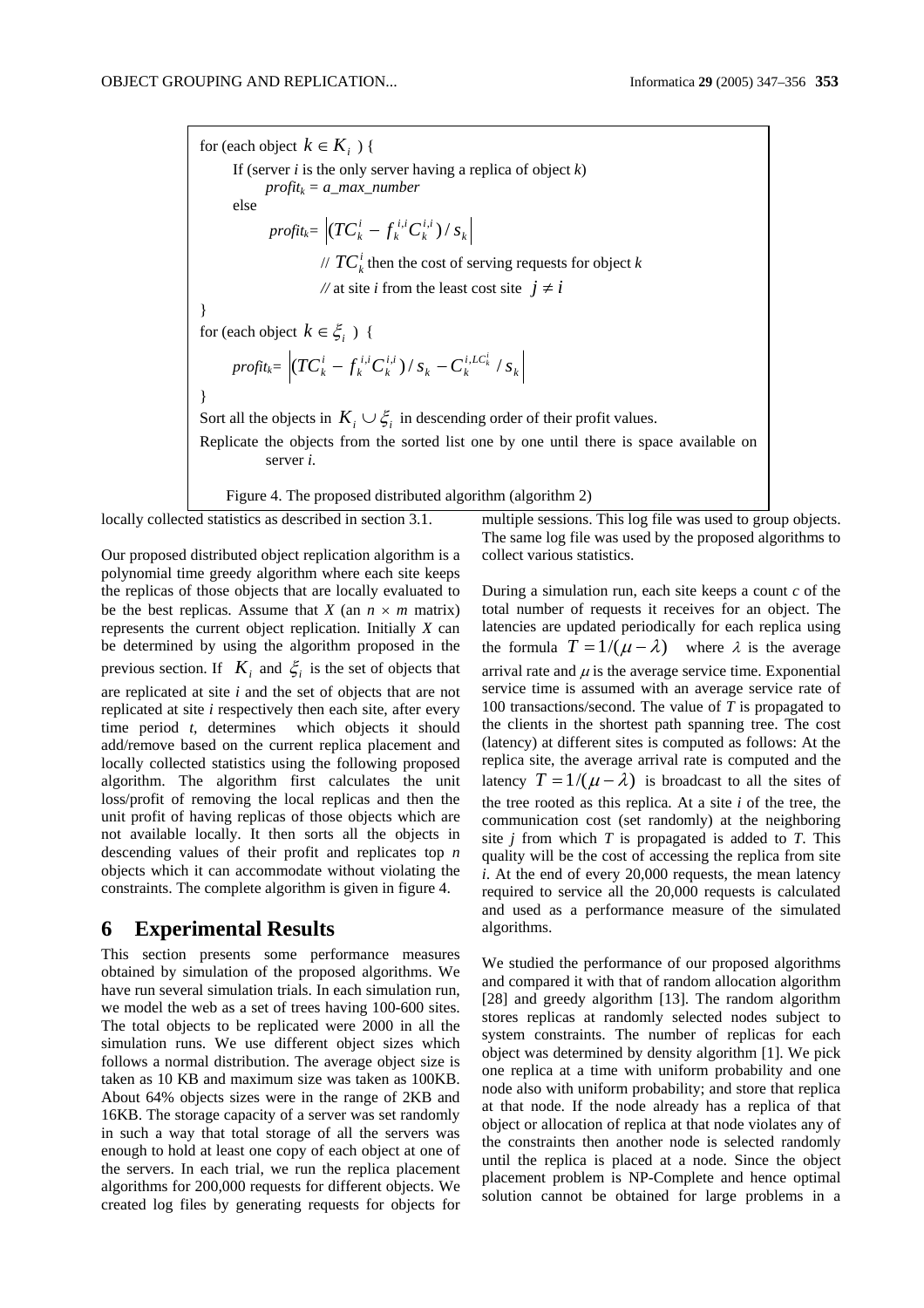```
for (each object k ∈ K_i ) {
    If (server i is the only server having a replica of object k)
        profit_k = a_max_number
    else
        profit_k = |(TC_k^i − f_k^{i,i} C_k^{i,i}) / s_k|
                // TC_k^i then the cost of serving requests for object k
                // at site i from the least cost site j ≠ i
}
for (each object k ∈ ξ_i ) {
    profit_k = |(TC_k^i − f_k^{i,i} C_k^{i,i}) / s_k − C_k^{i,LC_k^i} / s_k|
}
Sort all the objects in K_i ∪ ξ_i in descending order of their profit values.
Replicate the objects from the sorted list one by one until there is space available on
    server i.
```

Figure 4. The proposed distributed algorithm (algorithm 2)

locally collected statistics as described in section 3.1.

Our proposed distributed object replication algorithm is a polynomial time greedy algorithm where each site keeps the replicas of those objects that are locally evaluated to be the best replicas. Assume that $X$ (an $n \times m$ matrix) represents the current object replication. Initially $X$ can be determined by using the algorithm proposed in the previous section. If $K_i$ and $\xi_i$ is the set of objects that are replicated at site $i$ and the set of objects that are not replicated at site $i$ respectively then each site, after every time period $t$, determines which objects it should add/remove based on the current replica placement and locally collected statistics using the following proposed algorithm. The algorithm first calculates the unit loss/profit of removing the local replicas and then the unit profit of having replicas of those objects which are not available locally. It then sorts all the objects in descending values of their profit and replicates top $n$ objects which it can accommodate without violating the constraints. The complete algorithm is given in figure 4.

## 6 Experimental Results

This section presents some performance measures obtained by simulation of the proposed algorithms. We have run several simulation trials. In each simulation run, we model the web as a set of trees having 100-600 sites. The total objects to be replicated were 2000 in all the simulation runs. We use different object sizes which follows a normal distribution. The average object size is taken as 10 KB and maximum size was taken as 100KB. About 64% objects sizes were in the range of 2KB and 16KB. The storage capacity of a server was set randomly in such a way that total storage of all the servers was enough to hold at least one copy of each object at one of the servers. In each trial, we run the replica placement algorithms for 200,000 requests for different objects. We created log files by generating requests for objects for multiple sessions. This log file was used to group objects. The same log file was used by the proposed algorithms to collect various statistics.

During a simulation run, each site keeps a count $c$ of the total number of requests it receives for an object. The latencies are updated periodically for each replica using the formula $T = 1/(\mu - \lambda)$ where $\lambda$ is the average arrival rate and $\mu$ is the average service time. Exponential service time is assumed with an average service rate of 100 transactions/second. The value of $T$ is propagated to the clients in the shortest path spanning tree. The cost (latency) at different sites is computed as follows: At the replica site, the average arrival rate is computed and the latency $T = 1/(\mu - \lambda)$ is broadcast to all the sites of the tree rooted as this replica. At a site $i$ of the tree, the communication cost (set randomly) at the neighboring site $j$ from which $T$ is propagated is added to $T$. This quality will be the cost of accessing the replica from site $i$. At the end of every 20,000 requests, the mean latency required to service all the 20,000 requests is calculated and used as a performance measure of the simulated algorithms.

We studied the performance of our proposed algorithms and compared it with that of random allocation algorithm [28] and greedy algorithm [13]. The random algorithm stores replicas at randomly selected nodes subject to system constraints. The number of replicas for each object was determined by density algorithm [1]. We pick one replica at a time with uniform probability and one node also with uniform probability; and store that replica at that node. If the node already has a replica of that object or allocation of replica at that node violates any of the constraints then another node is selected randomly until the replica is placed at a node. Since the object placement problem is NP-Complete and hence optimal solution cannot be obtained for large problems in a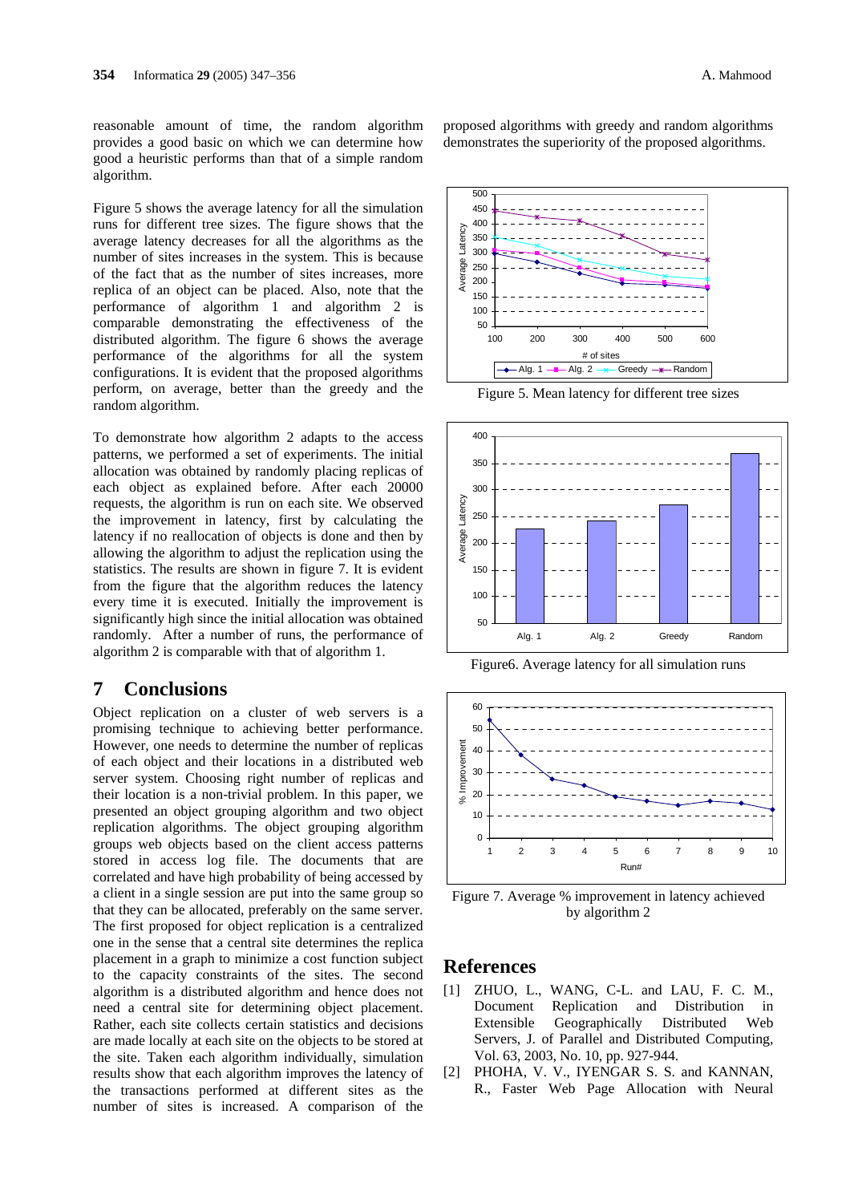reasonable amount of time, the random algorithm provides a good basic on which we can determine how good a heuristic performs than that of a simple random algorithm.

Figure 5 shows the average latency for all the simulation runs for different tree sizes. The figure shows that the average latency decreases for all the algorithms as the number of sites increases in the system. This is because of the fact that as the number of sites increases, more replica of an object can be placed. Also, note that the performance of algorithm 1 and algorithm 2 is comparable demonstrating the effectiveness of the distributed algorithm. The figure 6 shows the average performance of the algorithms for all the system configurations. It is evident that the proposed algorithms perform, on average, better than the greedy and the random algorithm.

To demonstrate how algorithm 2 adapts to the access patterns, we performed a set of experiments. The initial allocation was obtained by randomly placing replicas of each object as explained before. After each 20000 requests, the algorithm is run on each site. We observed the improvement in latency, first by calculating the latency if no reallocation of objects is done and then by allowing the algorithm to adjust the replication using the statistics. The results are shown in figure 7. It is evident from the figure that the algorithm reduces the latency every time it is executed. Initially the improvement is significantly high since the initial allocation was obtained randomly. After a number of runs, the performance of algorithm 2 is comparable with that of algorithm 1.

## 7 Conclusions

Object replication on a cluster of web servers is a promising technique to achieving better performance. However, one needs to determine the number of replicas of each object and their locations in a distributed web server system. Choosing right number of replicas and their location is a non-trivial problem. In this paper, we presented an object grouping algorithm and two object replication algorithms. The object grouping algorithm groups web objects based on the client access patterns stored in access log file. The documents that are correlated and have high probability of being accessed by a client in a single session are put into the same group so that they can be allocated, preferably on the same server. The first proposed for object replication is a centralized one in the sense that a central site determines the replica placement in a graph to minimize a cost function subject to the capacity constraints of the sites. The second algorithm is a distributed algorithm and hence does not need a central site for determining object placement. Rather, each site collects certain statistics and decisions are made locally at each site on the objects to be stored at the site. Taken each algorithm individually, simulation results show that each algorithm improves the latency of the transactions performed at different sites as the number of sites is increased. A comparison of the proposed algorithms with greedy and random algorithms demonstrates the superiority of the proposed algorithms.

Figure 5. Mean latency for different tree sizes

Figure6. Average latency for all simulation runs

Figure 7. Average % improvement in latency achieved by algorithm 2

## References

[1] ZHUO, L., WANG, C-L. and LAU, F. C. M., Document Replication and Distribution in Extensible Geographically Distributed Web Servers, J. of Parallel and Distributed Computing, Vol. 63, 2003, No. 10, pp. 927-944.

[2] PHOHA, V. V., IYENGAR S. S. and KANNAN, R., Faster Web Page Allocation with Neural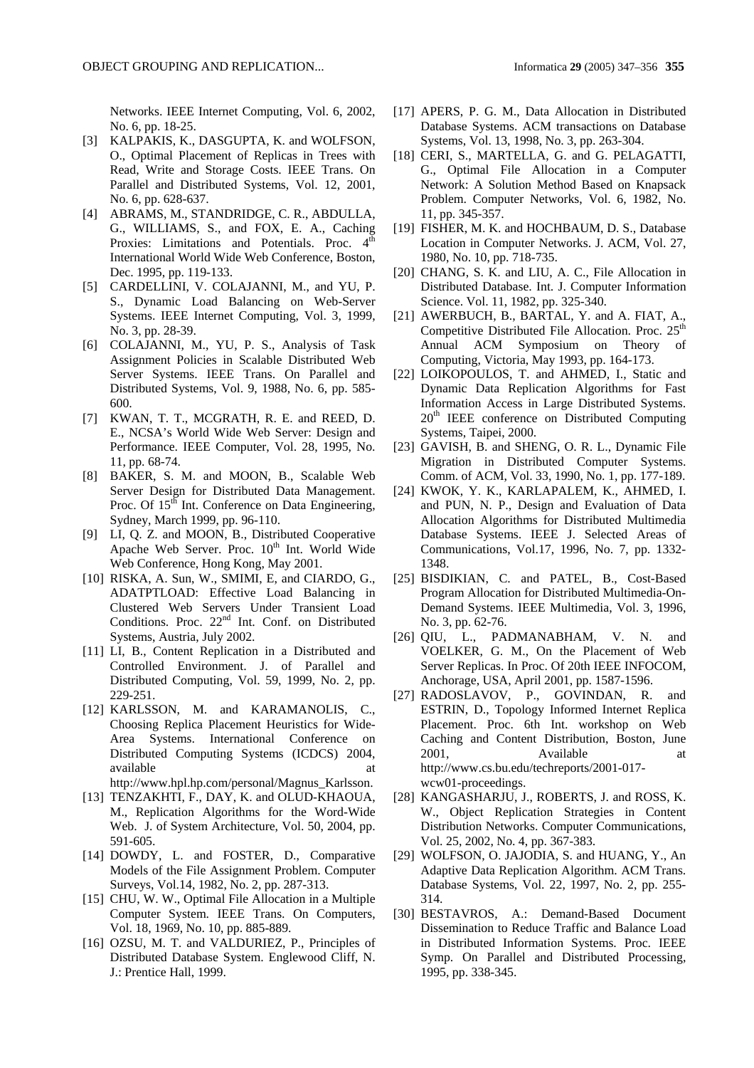Networks. IEEE Internet Computing, Vol. 6, 2002, No. 6, pp. 18-25.

[3] KALPAKIS, K., DASGUPTA, K. and WOLFSON, O., Optimal Placement of Replicas in Trees with Read, Write and Storage Costs. IEEE Trans. On Parallel and Distributed Systems, Vol. 12, 2001, No. 6, pp. 628-637.

[4] ABRAMS, M., STANDRIDGE, C. R., ABDULLA, G., WILLIAMS, S., and FOX, E. A., Caching Proxies: Limitations and Potentials. Proc. 4th International World Wide Web Conference, Boston, Dec. 1995, pp. 119-133.

[5] CARDELLINI, V. COLAJANNI, M., and YU, P. S., Dynamic Load Balancing on Web-Server Systems. IEEE Internet Computing, Vol. 3, 1999, No. 3, pp. 28-39.

[6] COLAJANNI, M., YU, P. S., Analysis of Task Assignment Policies in Scalable Distributed Web Server Systems. IEEE Trans. On Parallel and Distributed Systems, Vol. 9, 1988, No. 6, pp. 585-600.

[7] KWAN, T. T., MCGRATH, R. E. and REED, D. E., NCSA's World Wide Web Server: Design and Performance. IEEE Computer, Vol. 28, 1995, No. 11, pp. 68-74.

[8] BAKER, S. M. and MOON, B., Scalable Web Server Design for Distributed Data Management. Proc. Of 15th Int. Conference on Data Engineering, Sydney, March 1999, pp. 96-110.

[9] LI, Q. Z. and MOON, B., Distributed Cooperative Apache Web Server. Proc. 10th Int. World Wide Web Conference, Hong Kong, May 2001.

[10] RISKA, A. Sun, W., SMIMI, E, and CIARDO, G., ADATPTLOAD: Effective Load Balancing in Clustered Web Servers Under Transient Load Conditions. Proc. 22nd Int. Conf. on Distributed Systems, Austria, July 2002.

[11] LI, B., Content Replication in a Distributed and Controlled Environment. J. of Parallel and Distributed Computing, Vol. 59, 1999, No. 2, pp. 229-251.

[12] KARLSSON, M. and KARAMANOLIS, C., Choosing Replica Placement Heuristics for Wide-Area Systems. International Conference on Distributed Computing Systems (ICDCS) 2004, available at http://www.hpl.hp.com/personal/Magnus_Karlsson.

[13] TENZAKHTI, F., DAY, K. and OLUD-KHAOUA, M., Replication Algorithms for the Word-Wide Web. J. of System Architecture, Vol. 50, 2004, pp. 591-605.

[14] DOWDY, L. and FOSTER, D., Comparative Models of the File Assignment Problem. Computer Surveys, Vol.14, 1982, No. 2, pp. 287-313.

[15] CHU, W. W., Optimal File Allocation in a Multiple Computer System. IEEE Trans. On Computers, Vol. 18, 1969, No. 10, pp. 885-889.

[16] OZSU, M. T. and VALDURIEZ, P., Principles of Distributed Database System. Englewood Cliff, N. J.: Prentice Hall, 1999.

[17] APERS, P. G. M., Data Allocation in Distributed Database Systems. ACM transactions on Database Systems, Vol. 13, 1998, No. 3, pp. 263-304.

[18] CERI, S., MARTELLA, G. and G. PELAGATTI, G., Optimal File Allocation in a Computer Network: A Solution Method Based on Knapsack Problem. Computer Networks, Vol. 6, 1982, No. 11, pp. 345-357.

[19] FISHER, M. K. and HOCHBAUM, D. S., Database Location in Computer Networks. J. ACM, Vol. 27, 1980, No. 10, pp. 718-735.

[20] CHANG, S. K. and LIU, A. C., File Allocation in Distributed Database. Int. J. Computer Information Science. Vol. 11, 1982, pp. 325-340.

[21] AWERBUCH, B., BARTAL, Y. and A. FIAT, A., Competitive Distributed File Allocation. Proc. 25th Annual ACM Symposium on Theory of Computing, Victoria, May 1993, pp. 164-173.

[22] LOIKOPOULOS, T. and AHMED, I., Static and Dynamic Data Replication Algorithms for Fast Information Access in Large Distributed Systems. 20th IEEE conference on Distributed Computing Systems, Taipei, 2000.

[23] GAVISH, B. and SHENG, O. R. L., Dynamic File Migration in Distributed Computer Systems. Comm. of ACM, Vol. 33, 1990, No. 1, pp. 177-189.

[24] KWOK, Y. K., KARLAPALEM, K., AHMED, I. and PUN, N. P., Design and Evaluation of Data Allocation Algorithms for Distributed Multimedia Database Systems. IEEE J. Selected Areas of Communications, Vol.17, 1996, No. 7, pp. 1332-1348.

[25] BISDIKIAN, C. and PATEL, B., Cost-Based Program Allocation for Distributed Multimedia-On-Demand Systems. IEEE Multimedia, Vol. 3, 1996, No. 3, pp. 62-76.

[26] QIU, L., PADMANABHAM, V. N. and VOELKER, G. M., On the Placement of Web Server Replicas. In Proc. Of 20th IEEE INFOCOM, Anchorage, USA, April 2001, pp. 1587-1596.

[27] RADOSLAVOV, P., GOVINDAN, R. and ESTRIN, D., Topology Informed Internet Replica Placement. Proc. 6th Int. workshop on Web Caching and Content Distribution, Boston, June 2001, Available at http://www.cs.bu.edu/techreports/2001-017-wcw01-proceedings.

[28] KANGASHARJU, J., ROBERTS, J. and ROSS, K. W., Object Replication Strategies in Content Distribution Networks. Computer Communications, Vol. 25, 2002, No. 4, pp. 367-383.

[29] WOLFSON, O. JAJODIA, S. and HUANG, Y., An Adaptive Data Replication Algorithm. ACM Trans. Database Systems, Vol. 22, 1997, No. 2, pp. 255-314.

[30] BESTAVROS, A.: Demand-Based Document Dissemination to Reduce Traffic and Balance Load in Distributed Information Systems. Proc. IEEE Symp. On Parallel and Distributed Processing, 1995, pp. 338-345.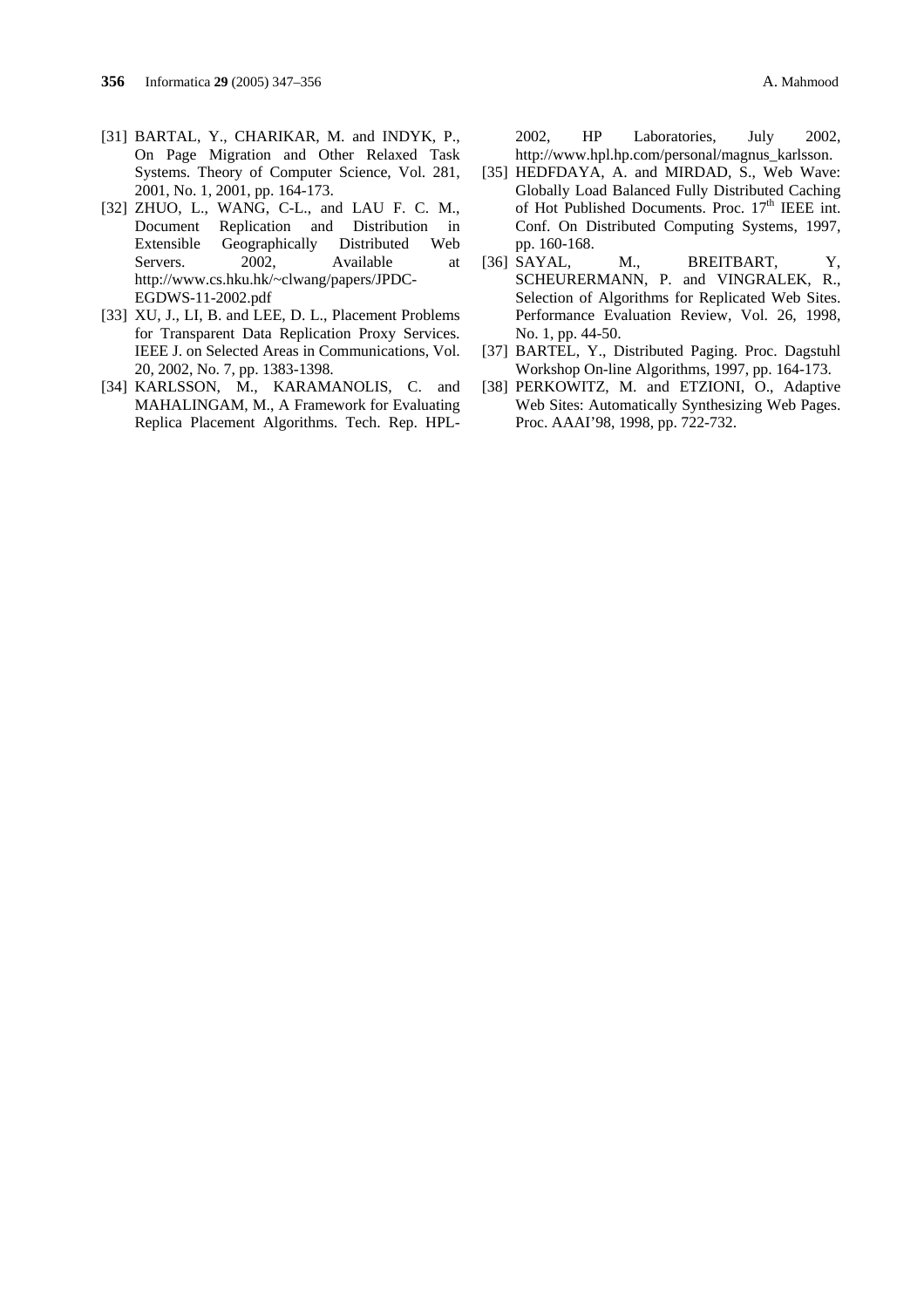[31] BARTAL, Y., CHARIKAR, M. and INDYK, P., On Page Migration and Other Relaxed Task Systems. Theory of Computer Science, Vol. 281, 2001, No. 1, 2001, pp. 164-173.

[32] ZHUO, L., WANG, C-L., and LAU F. C. M., Document Replication and Distribution in Extensible Geographically Distributed Web Servers. 2002, Available at http://www.cs.hku.hk/~clwang/papers/JPDC-EGDWS-11-2002.pdf

[33] XU, J., LI, B. and LEE, D. L., Placement Problems for Transparent Data Replication Proxy Services. IEEE J. on Selected Areas in Communications, Vol. 20, 2002, No. 7, pp. 1383-1398.

[34] KARLSSON, M., KARAMANOLIS, C. and MAHALINGAM, M., A Framework for Evaluating Replica Placement Algorithms. Tech. Rep. HPL-2002, HP Laboratories, July 2002, http://www.hpl.hp.com/personal/magnus_karlsson.

[35] HEDFDAYA, A. and MIRDAD, S., Web Wave: Globally Load Balanced Fully Distributed Caching of Hot Published Documents. Proc. 17th IEEE int. Conf. On Distributed Computing Systems, 1997, pp. 160-168.

[36] SAYAL, M., BREITBART, Y, SCHEURERMANN, P. and VINGRALEK, R., Selection of Algorithms for Replicated Web Sites. Performance Evaluation Review, Vol. 26, 1998, No. 1, pp. 44-50.

[37] BARTEL, Y., Distributed Paging. Proc. Dagstuhl Workshop On-line Algorithms, 1997, pp. 164-173.

[38] PERKOWITZ, M. and ETZIONI, O., Adaptive Web Sites: Automatically Synthesizing Web Pages. Proc. AAAI'98, 1998, pp. 722-732.